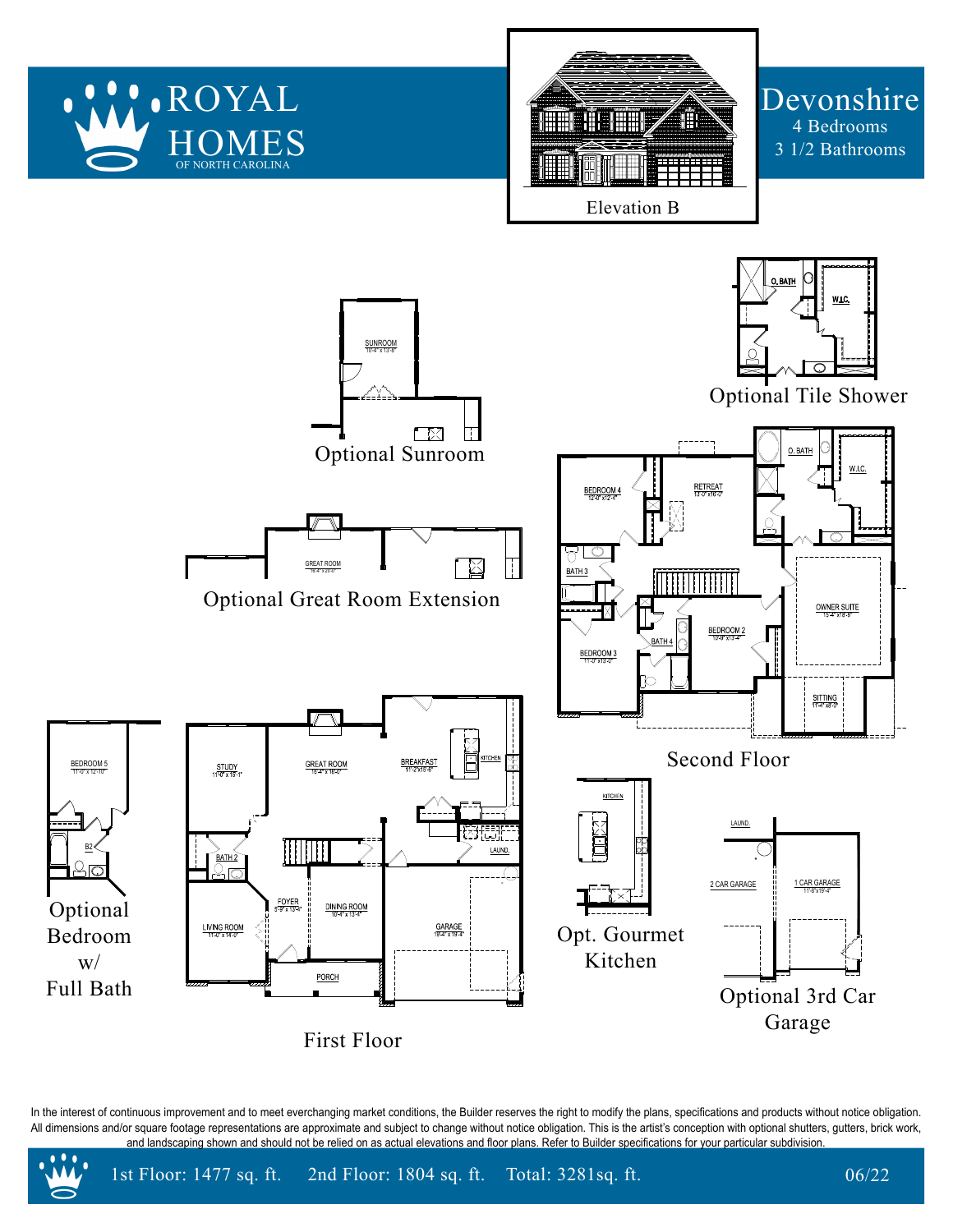# ROYAL HOMES
OF NORTH CAROLINA

## Devonshire
4 Bedrooms
3 1/2 Bathrooms

Elevation B

### Optional Tile Shower
O. BATH
W.I.C.

### Optional Sunroom
SUNROOM 10'-4" x 13'-8"

### Optional Great Room Extension
GREAT ROOM 18'-4" x 20'-0"

### Second Floor
BEDROOM 4 12'-9" x 12'-4"
RETREAT 13'-0" x 16'-0"
O. BATH
W.I.C.
BATH 3
OWNER SUITE 15'-4" x 18'-8"
BEDROOM 2 10'-9" x 13'-4"
BATH 4
BEDROOM 3 11'-0" x 13'-0"
SITTING 11'-4" x 8'-0"

### Optional Bedroom w/ Full Bath
BEDROOM 5 11'-0" x 12'-10"
B2

### First Floor
STUDY 11'-0" x 15'-1"
GREAT ROOM 18'-4" x 16'-0"
BREAKFAST 11'-2 x 15'-8"
KITCHEN
BATH 2
LAUND.
FOYER 5'-9" x 13'-4"
DINING ROOM 10'-4" x 13'-4"
LIVING ROOM 11'-0" x 14'-0"
GARAGE 19'-4" x 19'-4"
PORCH

### Opt. Gourmet Kitchen
KITCHEN

### Optional 3rd Car Garage
LAUND.
2 CAR GARAGE
1 CAR GARAGE 11'-8" x 19'-4"

In the interest of continuous improvement and to meet everchanging market conditions, the Builder reserves the right to modify the plans, specifications and products without notice obligation. All dimensions and/or square footage representations are approximate and subject to change without notice obligation. This is the artist's conception with optional shutters, gutters, brick work, and landscaping shown and should not be relied on as actual elevations and floor plans. Refer to Builder specifications for your particular subdivision.

1st Floor: 1477 sq. ft. 2nd Floor: 1804 sq. ft. Total: 3281sq. ft. 06/22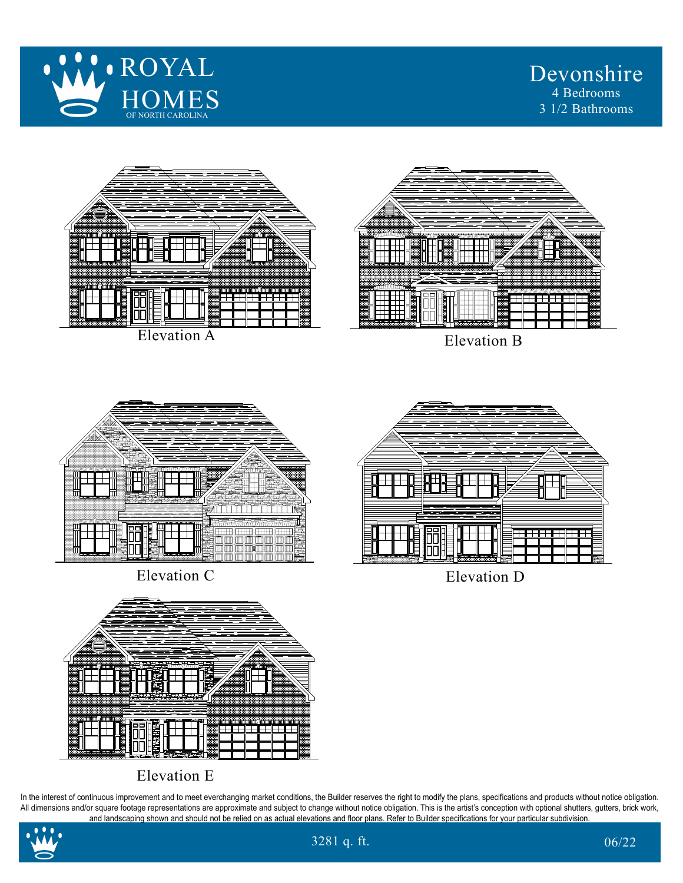ROYAL HOMES OF NORTH CAROLINA

# Devonshire

4 Bedrooms
3 1/2 Bathrooms

Elevation A

Elevation B

Elevation C

Elevation D

Elevation E

In the interest of continuous improvement and to meet everchanging market conditions, the Builder reserves the right to modify the plans, specifications and products without notice obligation. All dimensions and/or square footage representations are approximate and subject to change without notice obligation. This is the artist's conception with optional shutters, gutters, brick work, and landscaping shown and should not be relied on as actual elevations and floor plans. Refer to Builder specifications for your particular subdivision.

3281 q. ft.

06/22